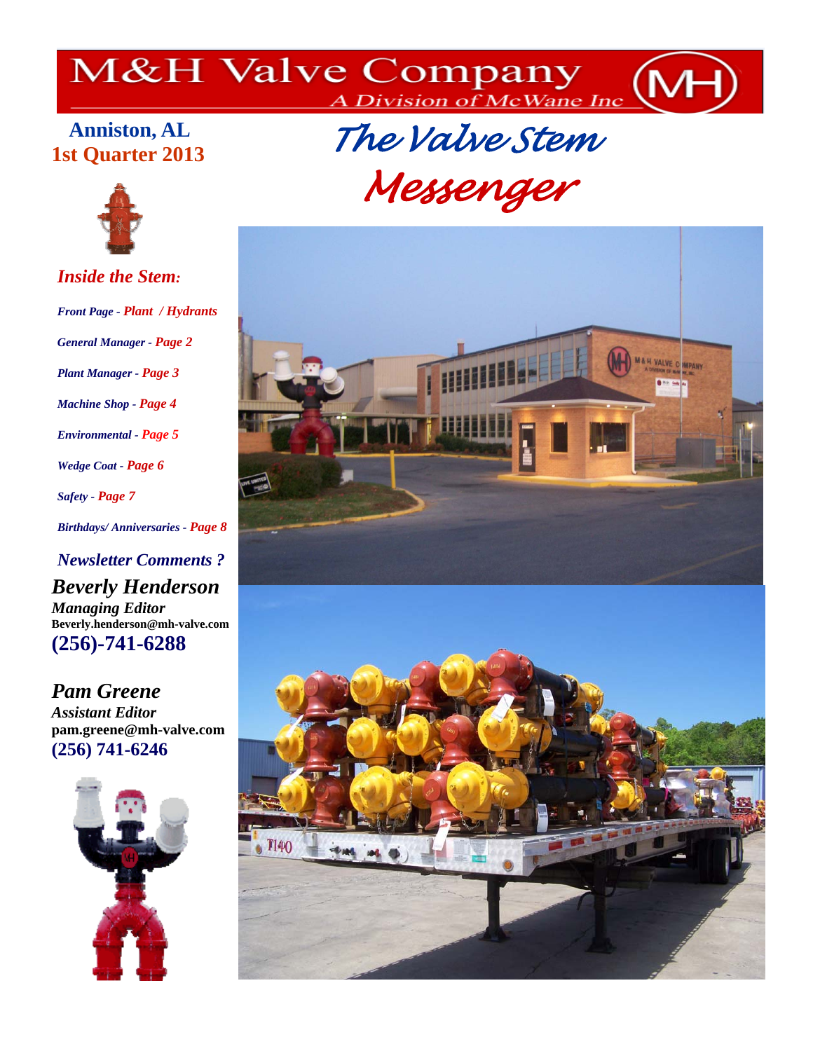# M&H Valve Company

A Division of McWane Inc

**Anniston, AL**
**1st Quarter 2013**

# *The Valve Stem Messenger*

### *Inside the Stem:*

- *Front Page - Plant / Hydrants*
- *General Manager - Page 2*
- *Plant Manager - Page 3*
- *Machine Shop - Page 4*
- *Environmental - Page 5*
- *Wedge Coat - Page 6*
- *Safety - Page 7*
- *Birthdays/ Anniversaries - Page 8*

### *Newsletter Comments ?*

***Beverly Henderson***
*Managing Editor*
**Beverly.henderson@mh-valve.com**
**(256)-741-6288**

***Pam Greene***
*Assistant Editor*
**pam.greene@mh-valve.com**
**(256) 741-6246**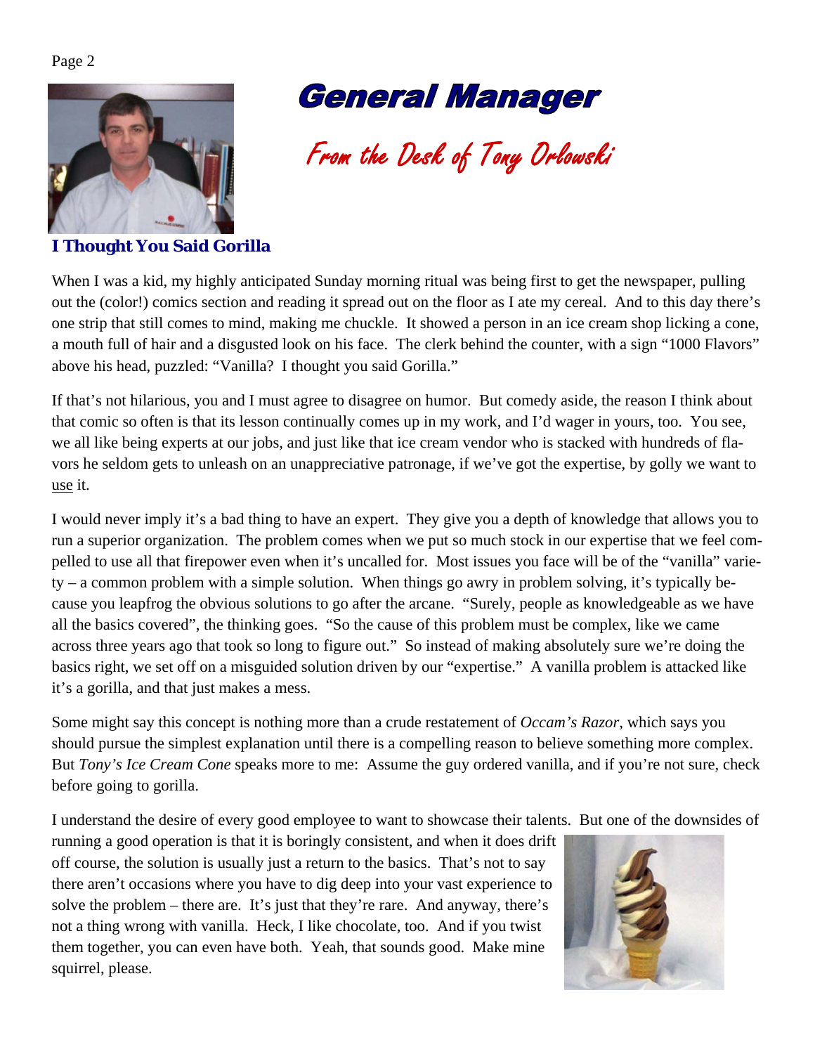# General Manager

## From the Desk of Tony Orlowski

### I Thought You Said Gorilla

When I was a kid, my highly anticipated Sunday morning ritual was being first to get the newspaper, pulling out the (color!) comics section and reading it spread out on the floor as I ate my cereal. And to this day there's one strip that still comes to mind, making me chuckle. It showed a person in an ice cream shop licking a cone, a mouth full of hair and a disgusted look on his face. The clerk behind the counter, with a sign "1000 Flavors" above his head, puzzled: "Vanilla? I thought you said Gorilla."

If that's not hilarious, you and I must agree to disagree on humor. But comedy aside, the reason I think about that comic so often is that its lesson continually comes up in my work, and I'd wager in yours, too. You see, we all like being experts at our jobs, and just like that ice cream vendor who is stacked with hundreds of flavors he seldom gets to unleash on an unappreciative patronage, if we've got the expertise, by golly we want to <u>use</u> it.

I would never imply it's a bad thing to have an expert. They give you a depth of knowledge that allows you to run a superior organization. The problem comes when we put so much stock in our expertise that we feel compelled to use all that firepower even when it's uncalled for. Most issues you face will be of the "vanilla" variety – a common problem with a simple solution. When things go awry in problem solving, it's typically because you leapfrog the obvious solutions to go after the arcane. "Surely, people as knowledgeable as we have all the basics covered", the thinking goes. "So the cause of this problem must be complex, like we came across three years ago that took so long to figure out." So instead of making absolutely sure we're doing the basics right, we set off on a misguided solution driven by our "expertise." A vanilla problem is attacked like it's a gorilla, and that just makes a mess.

Some might say this concept is nothing more than a crude restatement of *Occam's Razor*, which says you should pursue the simplest explanation until there is a compelling reason to believe something more complex. But *Tony's Ice Cream Cone* speaks more to me: Assume the guy ordered vanilla, and if you're not sure, check before going to gorilla.

I understand the desire of every good employee to want to showcase their talents. But one of the downsides of running a good operation is that it is boringly consistent, and when it does drift off course, the solution is usually just a return to the basics. That's not to say there aren't occasions where you have to dig deep into your vast experience to solve the problem – there are. It's just that they're rare. And anyway, there's not a thing wrong with vanilla. Heck, I like chocolate, too. And if you twist them together, you can even have both. Yeah, that sounds good. Make mine squirrel, please.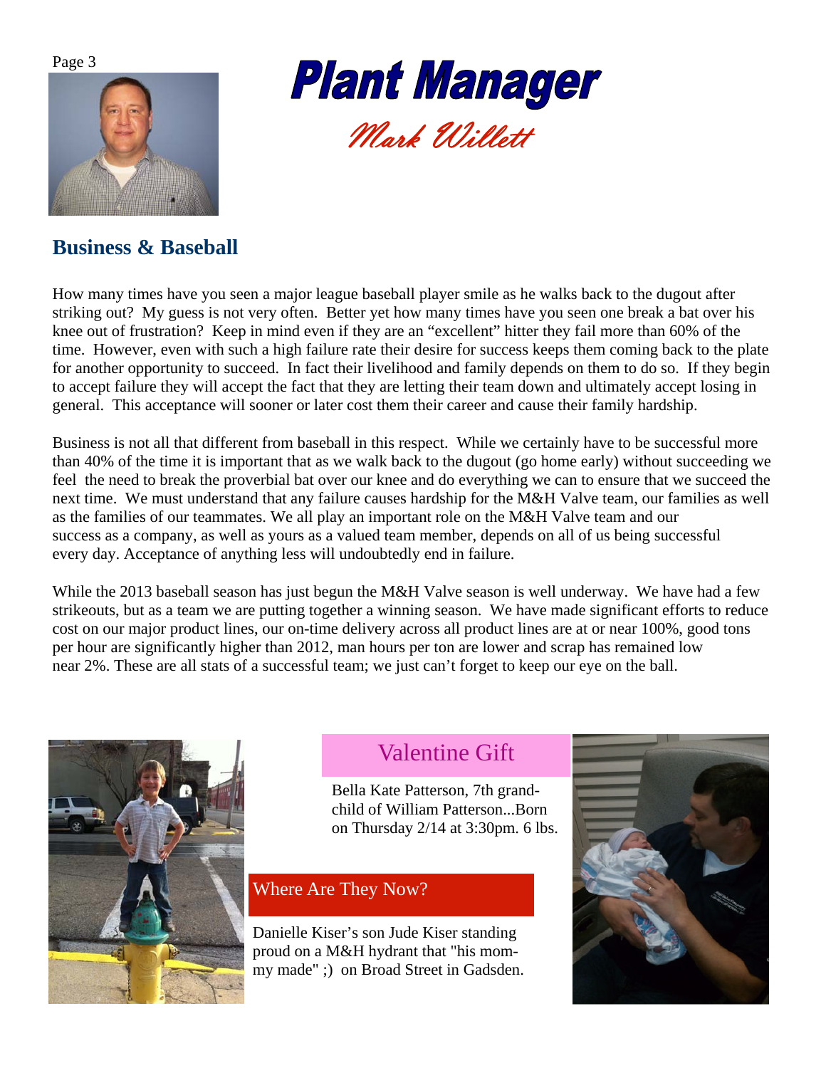# Plant Manager

*Mark Willett*

## Business & Baseball

How many times have you seen a major league baseball player smile as he walks back to the dugout after striking out? My guess is not very often. Better yet how many times have you seen one break a bat over his knee out of frustration? Keep in mind even if they are an "excellent" hitter they fail more than 60% of the time. However, even with such a high failure rate their desire for success keeps them coming back to the plate for another opportunity to succeed. In fact their livelihood and family depends on them to do so. If they begin to accept failure they will accept the fact that they are letting their team down and ultimately accept losing in general. This acceptance will sooner or later cost them their career and cause their family hardship.

Business is not all that different from baseball in this respect. While we certainly have to be successful more than 40% of the time it is important that as we walk back to the dugout (go home early) without succeeding we feel the need to break the proverbial bat over our knee and do everything we can to ensure that we succeed the next time. We must understand that any failure causes hardship for the M&H Valve team, our families as well as the families of our teammates. We all play an important role on the M&H Valve team and our success as a company, as well as yours as a valued team member, depends on all of us being successful every day. Acceptance of anything less will undoubtedly end in failure.

While the 2013 baseball season has just begun the M&H Valve season is well underway. We have had a few strikeouts, but as a team we are putting together a winning season. We have made significant efforts to reduce cost on our major product lines, our on-time delivery across all product lines are at or near 100%, good tons per hour are significantly higher than 2012, man hours per ton are lower and scrap has remained low near 2%. These are all stats of a successful team; we just can't forget to keep our eye on the ball.

### Valentine Gift

Bella Kate Patterson, 7th grand-child of William Patterson...Born on Thursday 2/14 at 3:30pm. 6 lbs.

### Where Are They Now?

Danielle Kiser's son Jude Kiser standing proud on a M&H hydrant that "his mommy made" ;) on Broad Street in Gadsden.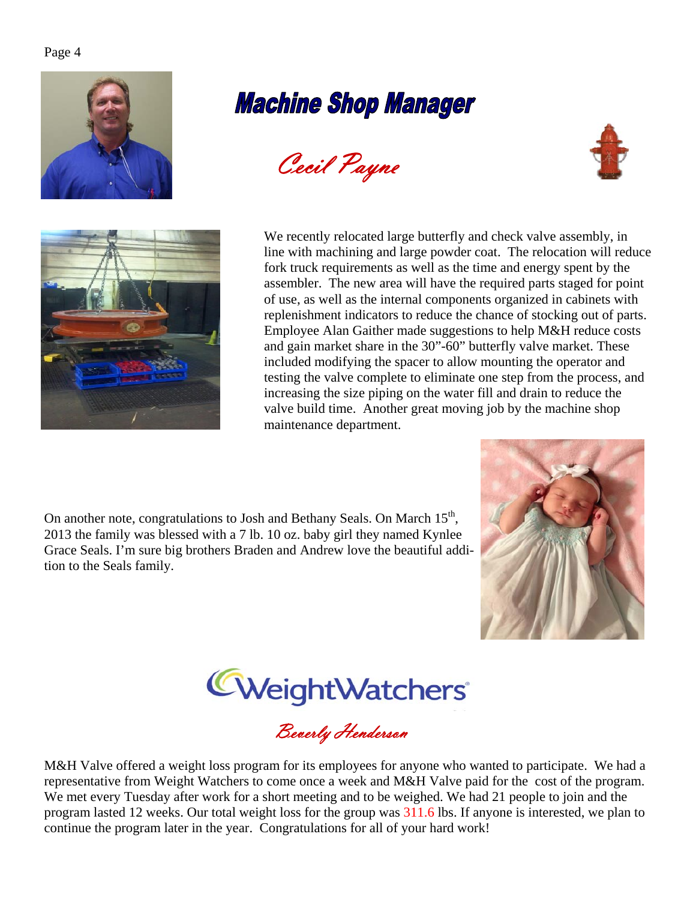# Machine Shop Manager

*Cecil Payne*

We recently relocated large butterfly and check valve assembly, in line with machining and large powder coat. The relocation will reduce fork truck requirements as well as the time and energy spent by the assembler. The new area will have the required parts staged for point of use, as well as the internal components organized in cabinets with replenishment indicators to reduce the chance of stocking out of parts. Employee Alan Gaither made suggestions to help M&H reduce costs and gain market share in the 30”-60” butterfly valve market. These included modifying the spacer to allow mounting the operator and testing the valve complete to eliminate one step from the process, and increasing the size piping on the water fill and drain to reduce the valve build time. Another great moving job by the machine shop maintenance department.

On another note, congratulations to Josh and Bethany Seals. On March 15th, 2013 the family was blessed with a 7 lb. 10 oz. baby girl they named Kynlee Grace Seals. I’m sure big brothers Braden and Andrew love the beautiful addition to the Seals family.

# WeightWatchers

*Beverly Henderson*

M&H Valve offered a weight loss program for its employees for anyone who wanted to participate. We had a representative from Weight Watchers to come once a week and M&H Valve paid for the cost of the program. We met every Tuesday after work for a short meeting and to be weighed. We had 21 people to join and the program lasted 12 weeks. Our total weight loss for the group was 311.6 lbs. If anyone is interested, we plan to continue the program later in the year. Congratulations for all of your hard work!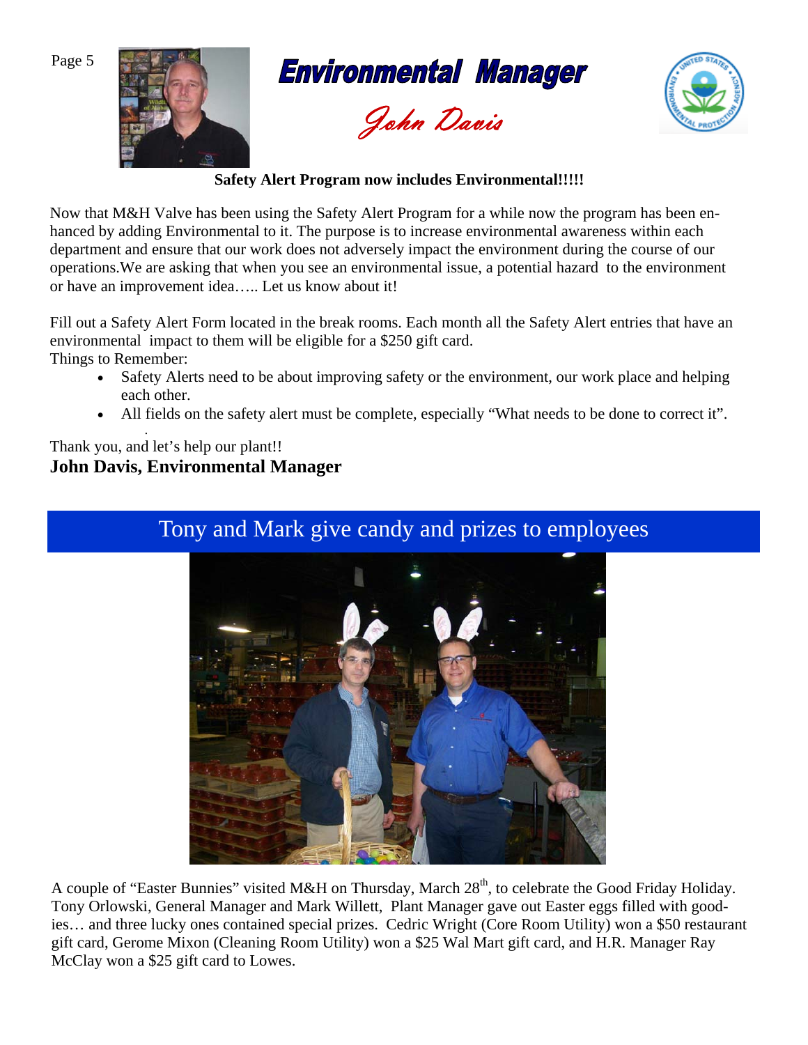# Environmental Manager

*John Davis*

**Safety Alert Program now includes Environmental!!!!!**

Now that M&H Valve has been using the Safety Alert Program for a while now the program has been enhanced by adding Environmental to it. The purpose is to increase environmental awareness within each department and ensure that our work does not adversely impact the environment during the course of our operations.We are asking that when you see an environmental issue, a potential hazard to the environment or have an improvement idea….. Let us know about it!

Fill out a Safety Alert Form located in the break rooms. Each month all the Safety Alert entries that have an environmental impact to them will be eligible for a $250 gift card.

Things to Remember:

- Safety Alerts need to be about improving safety or the environment, our work place and helping each other.
- All fields on the safety alert must be complete, especially "What needs to be done to correct it".

Thank you, and let's help our plant!!

**John Davis, Environmental Manager**

## Tony and Mark give candy and prizes to employees

A couple of "Easter Bunnies" visited M&H on Thursday, March 28th, to celebrate the Good Friday Holiday. Tony Orlowski, General Manager and Mark Willett, Plant Manager gave out Easter eggs filled with goodies… and three lucky ones contained special prizes. Cedric Wright (Core Room Utility) won a $50 restaurant gift card, Gerome Mixon (Cleaning Room Utility) won a $25 Wal Mart gift card, and H.R. Manager Ray McClay won a $25 gift card to Lowes.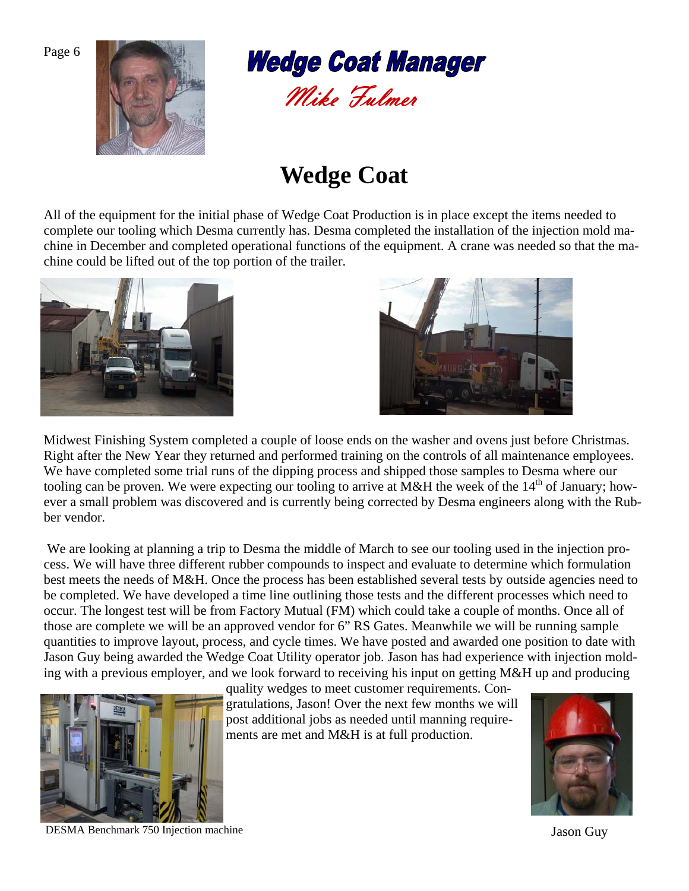# Wedge Coat Manager

*Mike Fulmer*

## Wedge Coat

All of the equipment for the initial phase of Wedge Coat Production is in place except the items needed to complete our tooling which Desma currently has. Desma completed the installation of the injection mold machine in December and completed operational functions of the equipment. A crane was needed so that the machine could be lifted out of the top portion of the trailer.

Midwest Finishing System completed a couple of loose ends on the washer and ovens just before Christmas. Right after the New Year they returned and performed training on the controls of all maintenance employees. We have completed some trial runs of the dipping process and shipped those samples to Desma where our tooling can be proven. We were expecting our tooling to arrive at M&H the week of the 14th of January; however a small problem was discovered and is currently being corrected by Desma engineers along with the Rubber vendor.

We are looking at planning a trip to Desma the middle of March to see our tooling used in the injection process. We will have three different rubber compounds to inspect and evaluate to determine which formulation best meets the needs of M&H. Once the process has been established several tests by outside agencies need to be completed. We have developed a time line outlining those tests and the different processes which need to occur. The longest test will be from Factory Mutual (FM) which could take a couple of months. Once all of those are complete we will be an approved vendor for 6" RS Gates. Meanwhile we will be running sample quantities to improve layout, process, and cycle times. We have posted and awarded one position to date with Jason Guy being awarded the Wedge Coat Utility operator job. Jason has had experience with injection molding with a previous employer, and we look forward to receiving his input on getting M&H up and producing quality wedges to meet customer requirements. Congratulations, Jason! Over the next few months we will post additional jobs as needed until manning requirements are met and M&H is at full production.

DESMA Benchmark 750 Injection machine

Jason Guy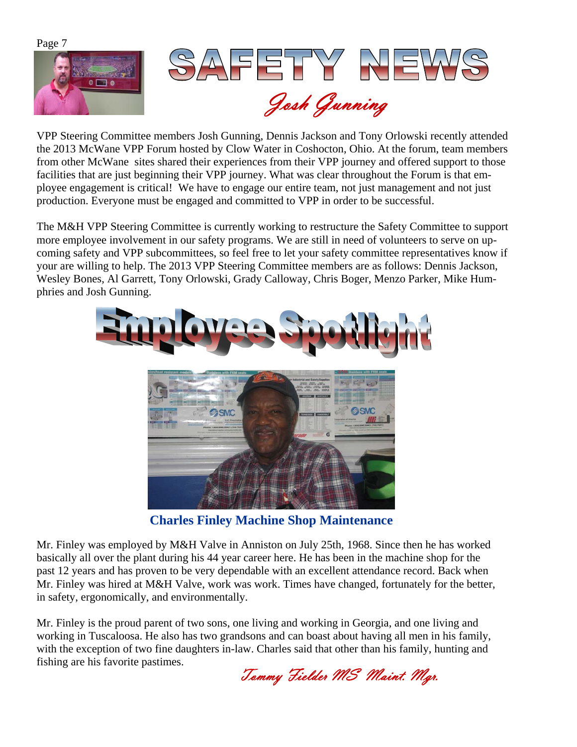# SAFETY NEWS

*Josh Gunning*

VPP Steering Committee members Josh Gunning, Dennis Jackson and Tony Orlowski recently attended the 2013 McWane VPP Forum hosted by Clow Water in Coshocton, Ohio. At the forum, team members from other McWane sites shared their experiences from their VPP journey and offered support to those facilities that are just beginning their VPP journey. What was clear throughout the Forum is that employee engagement is critical! We have to engage our entire team, not just management and not just production. Everyone must be engaged and committed to VPP in order to be successful.

The M&H VPP Steering Committee is currently working to restructure the Safety Committee to support more employee involvement in our safety programs. We are still in need of volunteers to serve on upcoming safety and VPP subcommittees, so feel free to let your safety committee representatives know if your are willing to help. The 2013 VPP Steering Committee members are as follows: Dennis Jackson, Wesley Bones, Al Garrett, Tony Orlowski, Grady Calloway, Chris Boger, Menzo Parker, Mike Humphries and Josh Gunning.

# Employee Spotlight

**Charles Finley Machine Shop Maintenance**

Mr. Finley was employed by M&H Valve in Anniston on July 25th, 1968. Since then he has worked basically all over the plant during his 44 year career here. He has been in the machine shop for the past 12 years and has proven to be very dependable with an excellent attendance record. Back when Mr. Finley was hired at M&H Valve, work was work. Times have changed, fortunately for the better, in safety, ergonomically, and environmentally.

Mr. Finley is the proud parent of two sons, one living and working in Georgia, and one living and working in Tuscaloosa. He also has two grandsons and can boast about having all men in his family, with the exception of two fine daughters in-law. Charles said that other than his family, hunting and fishing are his favorite pastimes.

*Tommy Fielder MS Maint. Mgr.*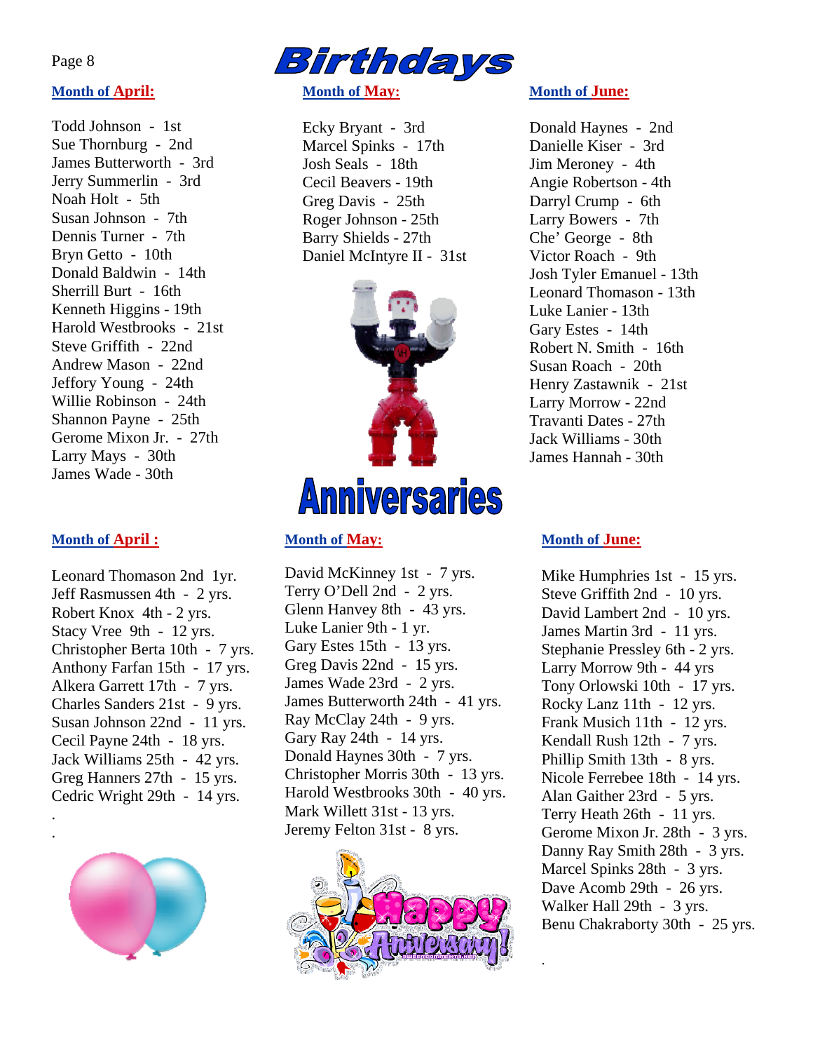# Birthdays

### Month of April:

Todd Johnson - 1st
Sue Thornburg - 2nd
James Butterworth - 3rd
Jerry Summerlin - 3rd
Noah Holt - 5th
Susan Johnson - 7th
Dennis Turner - 7th
Bryn Getto - 10th
Donald Baldwin - 14th
Sherrill Burt - 16th
Kenneth Higgins - 19th
Harold Westbrooks - 21st
Steve Griffith - 22nd
Andrew Mason - 22nd
Jeffory Young - 24th
Willie Robinson - 24th
Shannon Payne - 25th
Gerome Mixon Jr. - 27th
Larry Mays - 30th
James Wade - 30th

### Month of May:

Ecky Bryant - 3rd
Marcel Spinks - 17th
Josh Seals - 18th
Cecil Beavers - 19th
Greg Davis - 25th
Roger Johnson - 25th
Barry Shields - 27th
Daniel McIntyre II - 31st

### Month of June:

Donald Haynes - 2nd
Danielle Kiser - 3rd
Jim Meroney - 4th
Angie Robertson - 4th
Darryl Crump - 6th
Larry Bowers - 7th
Che' George - 8th
Victor Roach - 9th
Josh Tyler Emanuel - 13th
Leonard Thomason - 13th
Luke Lanier - 13th
Gary Estes - 14th
Robert N. Smith - 16th
Susan Roach - 20th
Henry Zastawnik - 21st
Larry Morrow - 22nd
Travanti Dates - 27th
Jack Williams - 30th
James Hannah - 30th

# Anniversaries

### Month of April :

Leonard Thomason 2nd 1yr.
Jeff Rasmussen 4th - 2 yrs.
Robert Knox 4th - 2 yrs.
Stacy Vree 9th - 12 yrs.
Christopher Berta 10th - 7 yrs.
Anthony Farfan 15th - 17 yrs.
Alkera Garrett 17th - 7 yrs.
Charles Sanders 21st - 9 yrs.
Susan Johnson 22nd - 11 yrs.
Cecil Payne 24th - 18 yrs.
Jack Williams 25th - 42 yrs.
Greg Hanners 27th - 15 yrs.
Cedric Wright 29th - 14 yrs.

### Month of May:

David McKinney 1st - 7 yrs.
Terry O'Dell 2nd - 2 yrs.
Glenn Hanvey 8th - 43 yrs.
Luke Lanier 9th - 1 yr.
Gary Estes 15th - 13 yrs.
Greg Davis 22nd - 15 yrs.
James Wade 23rd - 2 yrs.
James Butterworth 24th - 41 yrs.
Ray McClay 24th - 9 yrs.
Gary Ray 24th - 14 yrs.
Donald Haynes 30th - 7 yrs.
Christopher Morris 30th - 13 yrs.
Harold Westbrooks 30th - 40 yrs.
Mark Willett 31st - 13 yrs.
Jeremy Felton 31st - 8 yrs.

### Month of June:

Mike Humphries 1st - 15 yrs.
Steve Griffith 2nd - 10 yrs.
David Lambert 2nd - 10 yrs.
James Martin 3rd - 11 yrs.
Stephanie Pressley 6th - 2 yrs.
Larry Morrow 9th - 44 yrs
Tony Orlowski 10th - 17 yrs.
Rocky Lanz 11th - 12 yrs.
Frank Musich 11th - 12 yrs.
Kendall Rush 12th - 7 yrs.
Phillip Smith 13th - 8 yrs.
Nicole Ferrebee 18th - 14 yrs.
Alan Gaither 23rd - 5 yrs.
Terry Heath 26th - 11 yrs.
Gerome Mixon Jr. 28th - 3 yrs.
Danny Ray Smith 28th - 3 yrs.
Marcel Spinks 28th - 3 yrs.
Dave Acomb 29th - 26 yrs.
Walker Hall 29th - 3 yrs.
Benu Chakraborty 30th - 25 yrs.